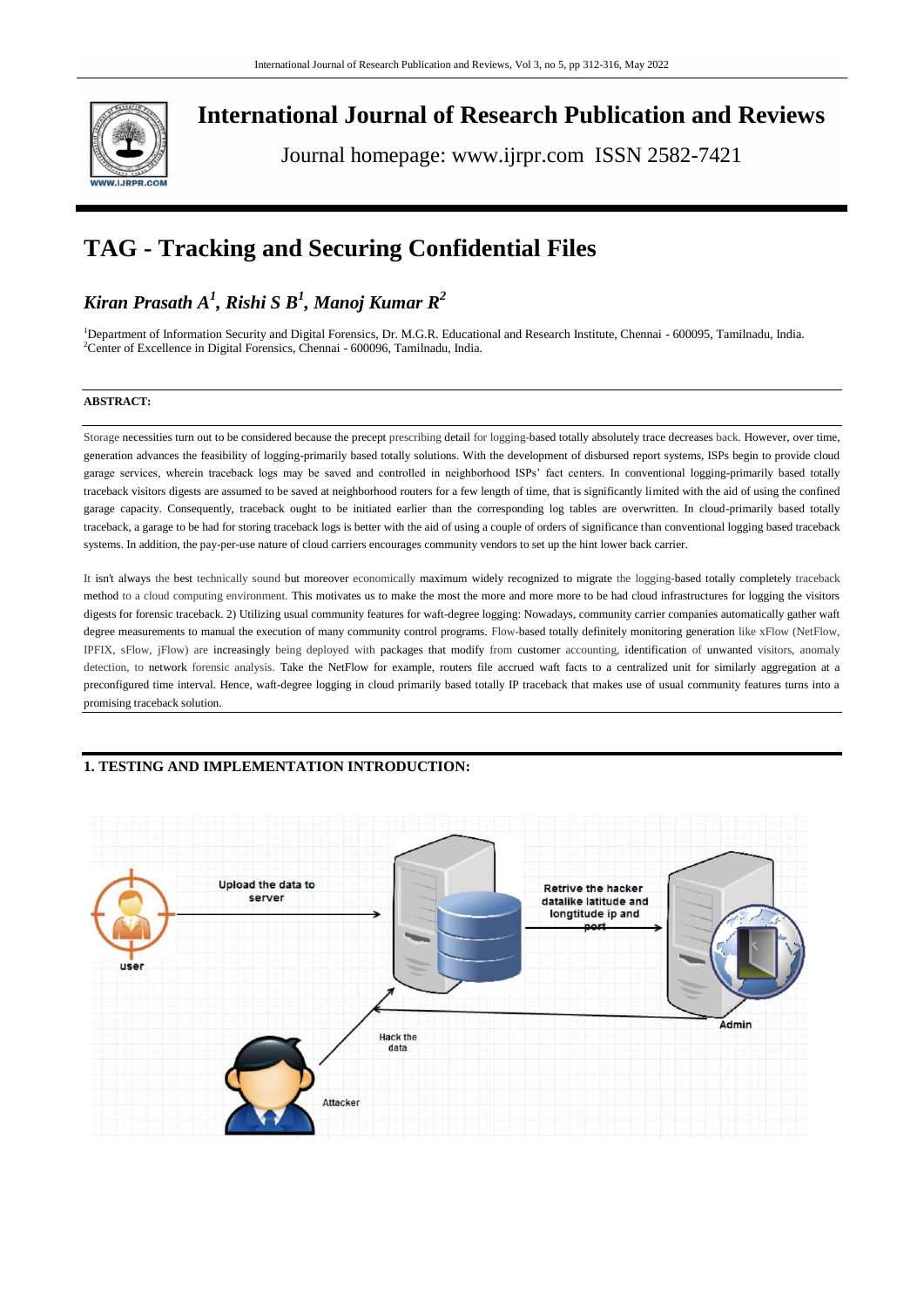# International Journal of Research Publication and Reviews

Journal homepage: www.ijrpr.com ISSN 2582-7421

# TAG - Tracking and Securing Confidential Files

***Kiran Prasath A[1], Rishi S B[1], Manoj Kumar R[2]***

[1]Department of Information Security and Digital Forensics, Dr. M.G.R. Educational and Research Institute, Chennai - 600095, Tamilnadu, India.
[2]Center of Excellence in Digital Forensics, Chennai - 600096, Tamilnadu, India.

**ABSTRACT:**

Storage necessities turn out to be considered because the precept prescribing detail for logging-based totally absolutely trace decreases back. However, over time, generation advances the feasibility of logging-primarily based totally solutions. With the development of disbursed report systems, ISPs begin to provide cloud garage services, wherein traceback logs may be saved and controlled in neighborhood ISPs' fact centers. In conventional logging-primarily based totally traceback visitors digests are assumed to be saved at neighborhood routers for a few length of time, that is significantly limited with the aid of using the confined garage capacity. Consequently, traceback ought to be initiated earlier than the corresponding log tables are overwritten. In cloud-primarily based totally traceback, a garage to be had for storing traceback logs is better with the aid of using a couple of orders of significance than conventional logging based traceback systems. In addition, the pay-per-use nature of cloud carriers encourages community vendors to set up the hint lower back carrier.

It isn't always the best technically sound but moreover economically maximum widely recognized to migrate the logging-based totally completely traceback method to a cloud computing environment. This motivates us to make the most the more and more more to be had cloud infrastructures for logging the visitors digests for forensic traceback. 2) Utilizing usual community features for waft-degree logging: Nowadays, community carrier companies automatically gather waft degree measurements to manual the execution of many community control programs. Flow-based totally definitely monitoring generation like xFlow (NetFlow, IPFIX, sFlow, jFlow) are increasingly being deployed with packages that modify from customer accounting, identification of unwanted visitors, anomaly detection, to network forensic analysis. Take the NetFlow for example, routers file accrued waft facts to a centralized unit for similarly aggregation at a preconfigured time interval. Hence, waft-degree logging in cloud primarily based totally IP traceback that makes use of usual community features turns into a promising traceback solution.

## 1. TESTING AND IMPLEMENTATION INTRODUCTION:

Upload the data to server

user

Retrive the hacker datalike latitude and longtitude ip and port

Admin

Hack the data

Attacker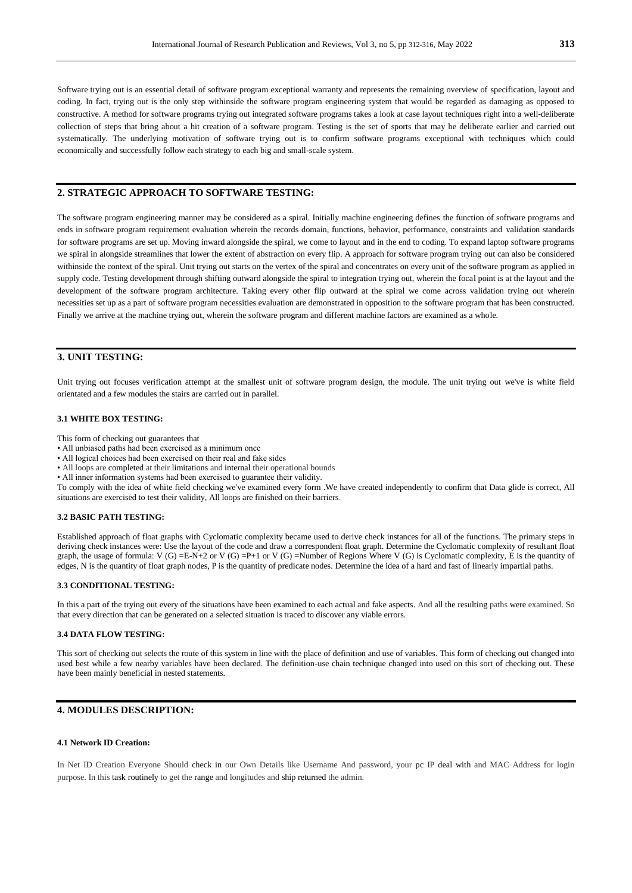Software trying out is an essential detail of software program exceptional warranty and represents the remaining overview of specification, layout and coding. In fact, trying out is the only step withinside the software program engineering system that would be regarded as damaging as opposed to constructive. A method for software programs trying out integrated software programs takes a look at case layout techniques right into a well-deliberate collection of steps that bring about a hit creation of a software program. Testing is the set of sports that may be deliberate earlier and carried out systematically. The underlying motivation of software trying out is to confirm software programs exceptional with techniques which could economically and successfully follow each strategy to each big and small-scale system.

## 2. STRATEGIC APPROACH TO SOFTWARE TESTING:

The software program engineering manner may be considered as a spiral. Initially machine engineering defines the function of software programs and ends in software program requirement evaluation wherein the records domain, functions, behavior, performance, constraints and validation standards for software programs are set up. Moving inward alongside the spiral, we come to layout and in the end to coding. To expand laptop software programs we spiral in alongside streamlines that lower the extent of abstraction on every flip. A approach for software program trying out can also be considered withinside the context of the spiral. Unit trying out starts on the vertex of the spiral and concentrates on every unit of the software program as applied in supply code. Testing development through shifting outward alongside the spiral to integration trying out, wherein the focal point is at the layout and the development of the software program architecture. Taking every other flip outward at the spiral we come across validation trying out wherein necessities set up as a part of software program necessities evaluation are demonstrated in opposition to the software program that has been constructed. Finally we arrive at the machine trying out, wherein the software program and different machine factors are examined as a whole.

## 3. UNIT TESTING:

Unit trying out focuses verification attempt at the smallest unit of software program design, the module. The unit trying out we've is white field orientated and a few modules the stairs are carried out in parallel.

### 3.1 WHITE BOX TESTING:

This form of checking out guarantees that

- All unbiased paths had been exercised as a minimum once
- All logical choices had been exercised on their real and fake sides
- All loops are completed at their limitations and internal their operational bounds
- All inner information systems had been exercised to guarantee their validity.

To comply with the idea of white field checking we've examined every form .We have created independently to confirm that Data glide is correct, All situations are exercised to test their validity, All loops are finished on their barriers.

### 3.2 BASIC PATH TESTING:

Established approach of float graphs with Cyclomatic complexity became used to derive check instances for all of the functions. The primary steps in deriving check instances were: Use the layout of the code and draw a correspondent float graph. Determine the Cyclomatic complexity of resultant float graph, the usage of formula: $V(G) = E - N + 2$ or $V(G) = P + 1$ or $V(G)$ =Number of Regions Where $V(G)$ is Cyclomatic complexity, E is the quantity of edges, N is the quantity of float graph nodes, P is the quantity of predicate nodes. Determine the idea of a hard and fast of linearly impartial paths.

### 3.3 CONDITIONAL TESTING:

In this a part of the trying out every of the situations have been examined to each actual and fake aspects. And all the resulting paths were examined. So that every direction that can be generated on a selected situation is traced to discover any viable errors.

### 3.4 DATA FLOW TESTING:

This sort of checking out selects the route of this system in line with the place of definition and use of variables. This form of checking out changed into used best while a few nearby variables have been declared. The definition-use chain technique changed into used on this sort of checking out. These have been mainly beneficial in nested statements.

## 4. MODULES DESCRIPTION:

### 4.1 Network ID Creation:

In Net ID Creation Everyone Should check in our Own Details like Username And password, your pc IP deal with and MAC Address for login purpose. In this task routinely to get the range and longitudes and ship returned the admin.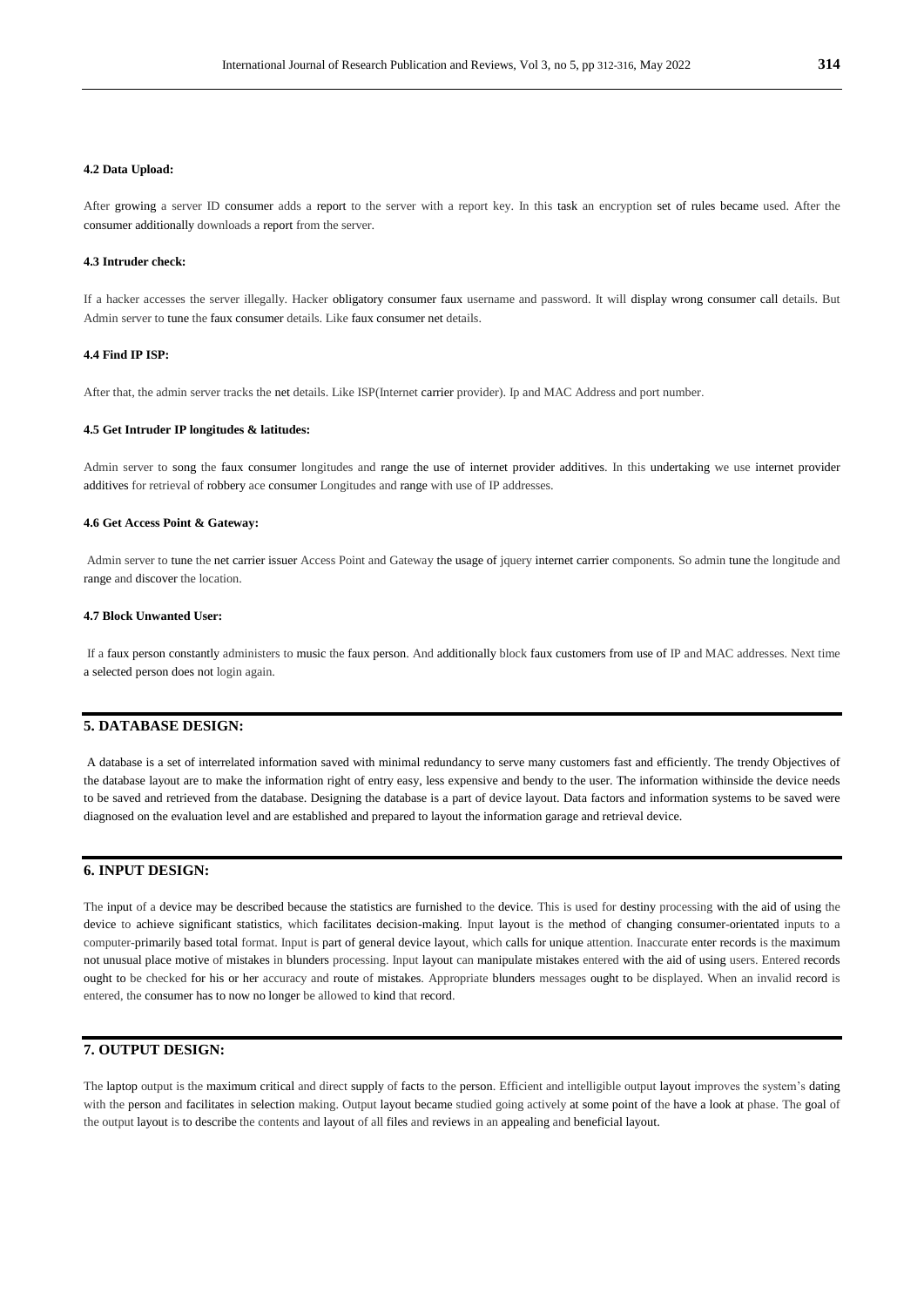#### 4.2 Data Upload:

After growing a server ID consumer adds a report to the server with a report key. In this task an encryption set of rules became used. After the consumer additionally downloads a report from the server.

#### 4.3 Intruder check:

If a hacker accesses the server illegally. Hacker obligatory consumer faux username and password. It will display wrong consumer call details. But Admin server to tune the faux consumer details. Like faux consumer net details.

#### 4.4 Find IP ISP:

After that, the admin server tracks the net details. Like ISP(Internet carrier provider). Ip and MAC Address and port number.

#### 4.5 Get Intruder IP longitudes & latitudes:

Admin server to song the faux consumer longitudes and range the use of internet provider additives. In this undertaking we use internet provider additives for retrieval of robbery ace consumer Longitudes and range with use of IP addresses.

#### 4.6 Get Access Point & Gateway:

Admin server to tune the net carrier issuer Access Point and Gateway the usage of jquery internet carrier components. So admin tune the longitude and range and discover the location.

#### 4.7 Block Unwanted User:

If a faux person constantly administers to music the faux person. And additionally block faux customers from use of IP and MAC addresses. Next time a selected person does not login again.

## 5. DATABASE DESIGN:

A database is a set of interrelated information saved with minimal redundancy to serve many customers fast and efficiently. The trendy Objectives of the database layout are to make the information right of entry easy, less expensive and bendy to the user. The information withinside the device needs to be saved and retrieved from the database. Designing the database is a part of device layout. Data factors and information systems to be saved were diagnosed on the evaluation level and are established and prepared to layout the information garage and retrieval device.

## 6. INPUT DESIGN:

The input of a device may be described because the statistics are furnished to the device. This is used for destiny processing with the aid of using the device to achieve significant statistics, which facilitates decision-making. Input layout is the method of changing consumer-orientated inputs to a computer-primarily based total format. Input is part of general device layout, which calls for unique attention. Inaccurate enter records is the maximum not unusual place motive of mistakes in blunders processing. Input layout can manipulate mistakes entered with the aid of using users. Entered records ought to be checked for his or her accuracy and route of mistakes. Appropriate blunders messages ought to be displayed. When an invalid record is entered, the consumer has to now no longer be allowed to kind that record.

## 7. OUTPUT DESIGN:

The laptop output is the maximum critical and direct supply of facts to the person. Efficient and intelligible output layout improves the system's dating with the person and facilitates in selection making. Output layout became studied going actively at some point of the have a look at phase. The goal of the output layout is to describe the contents and layout of all files and reviews in an appealing and beneficial layout.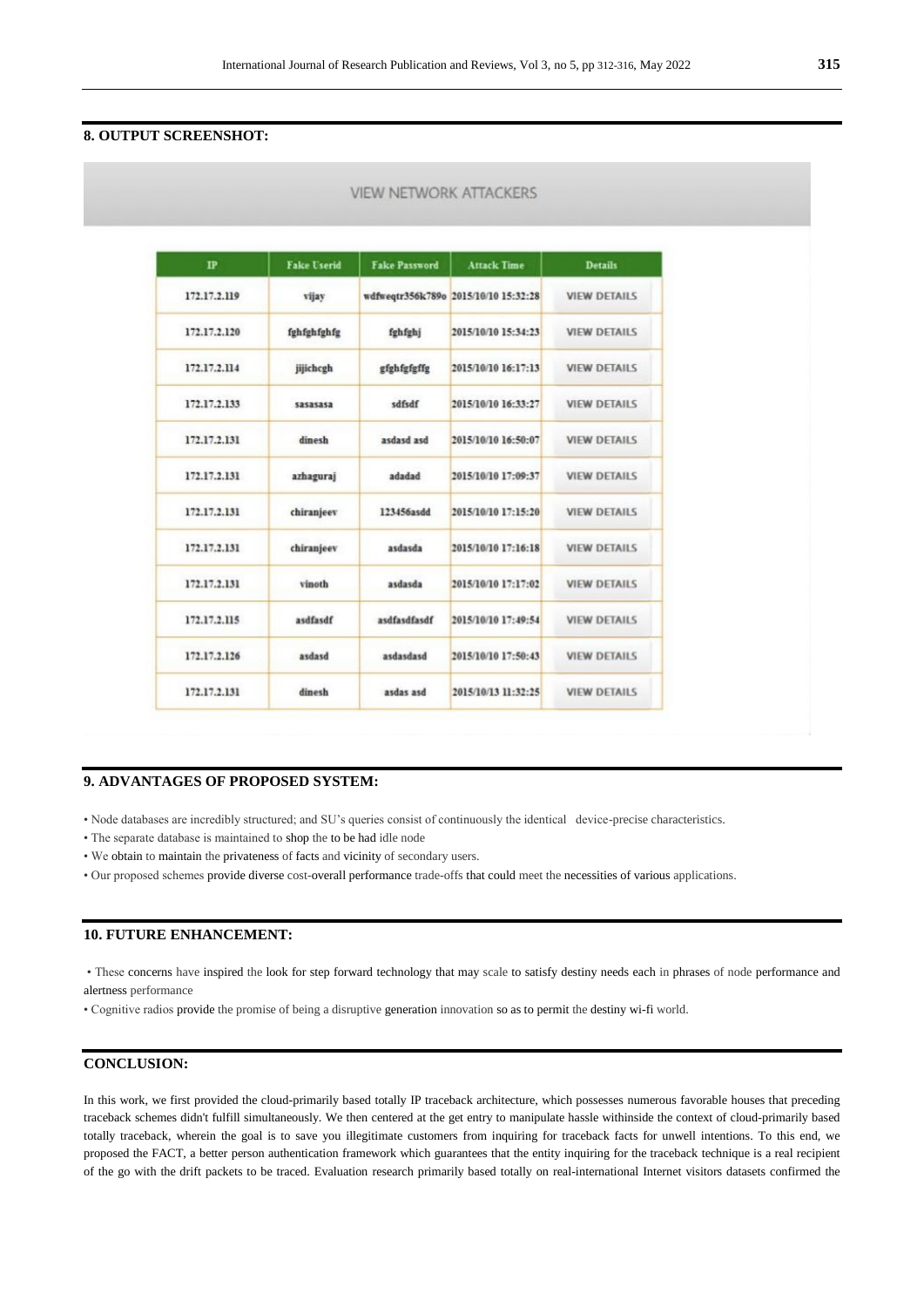## 8. OUTPUT SCREENSHOT:

VIEW NETWORK ATTACKERS

| IP | Fake Userid | Fake Password | Attack Time | Details |
|---|---|---|---|---|
| 172.17.2.119 | vijay | wdfweqtr356k789o | 2015/10/10 15:32:28 | VIEW DETAILS |
| 172.17.2.120 | fghfghfghfg | fghfghj | 2015/10/10 15:34:23 | VIEW DETAILS |
| 172.17.2.114 | jijichcgh | gfghfgfgffg | 2015/10/10 16:17:13 | VIEW DETAILS |
| 172.17.2.133 | sasasasa | sdfsdf | 2015/10/10 16:33:27 | VIEW DETAILS |
| 172.17.2.131 | dinesh | asdasd asd | 2015/10/10 16:50:07 | VIEW DETAILS |
| 172.17.2.131 | azhaguraj | adadad | 2015/10/10 17:09:37 | VIEW DETAILS |
| 172.17.2.131 | chiranjeev | 123456asdd | 2015/10/10 17:15:20 | VIEW DETAILS |
| 172.17.2.131 | chiranjeev | asdasda | 2015/10/10 17:16:18 | VIEW DETAILS |
| 172.17.2.131 | vinoth | asdasda | 2015/10/10 17:17:02 | VIEW DETAILS |
| 172.17.2.115 | asdfasdf | asdfasdfasdf | 2015/10/10 17:49:54 | VIEW DETAILS |
| 172.17.2.126 | asdasd | asdasdasd | 2015/10/10 17:50:43 | VIEW DETAILS |
| 172.17.2.131 | dinesh | asdas asd | 2015/10/13 11:32:25 | VIEW DETAILS |

## 9. ADVANTAGES OF PROPOSED SYSTEM:

- Node databases are incredibly structured; and SU's queries consist of continuously the identical device-precise characteristics.
- The separate database is maintained to shop the to be had idle node
- We obtain to maintain the privateness of facts and vicinity of secondary users.
- Our proposed schemes provide diverse cost-overall performance trade-offs that could meet the necessities of various applications.

## 10. FUTURE ENHANCEMENT:

- These concerns have inspired the look for step forward technology that may scale to satisfy destiny needs each in phrases of node performance and alertness performance
- Cognitive radios provide the promise of being a disruptive generation innovation so as to permit the destiny wi-fi world.

## CONCLUSION:

In this work, we first provided the cloud-primarily based totally IP traceback architecture, which possesses numerous favorable houses that preceding traceback schemes didn't fulfill simultaneously. We then centered at the get entry to manipulate hassle withinside the context of cloud-primarily based totally traceback, wherein the goal is to save you illegitimate customers from inquiring for traceback facts for unwell intentions. To this end, we proposed the FACT, a better person authentication framework which guarantees that the entity inquiring for the traceback technique is a real recipient of the go with the drift packets to be traced. Evaluation research primarily based totally on real-international Internet visitors datasets confirmed the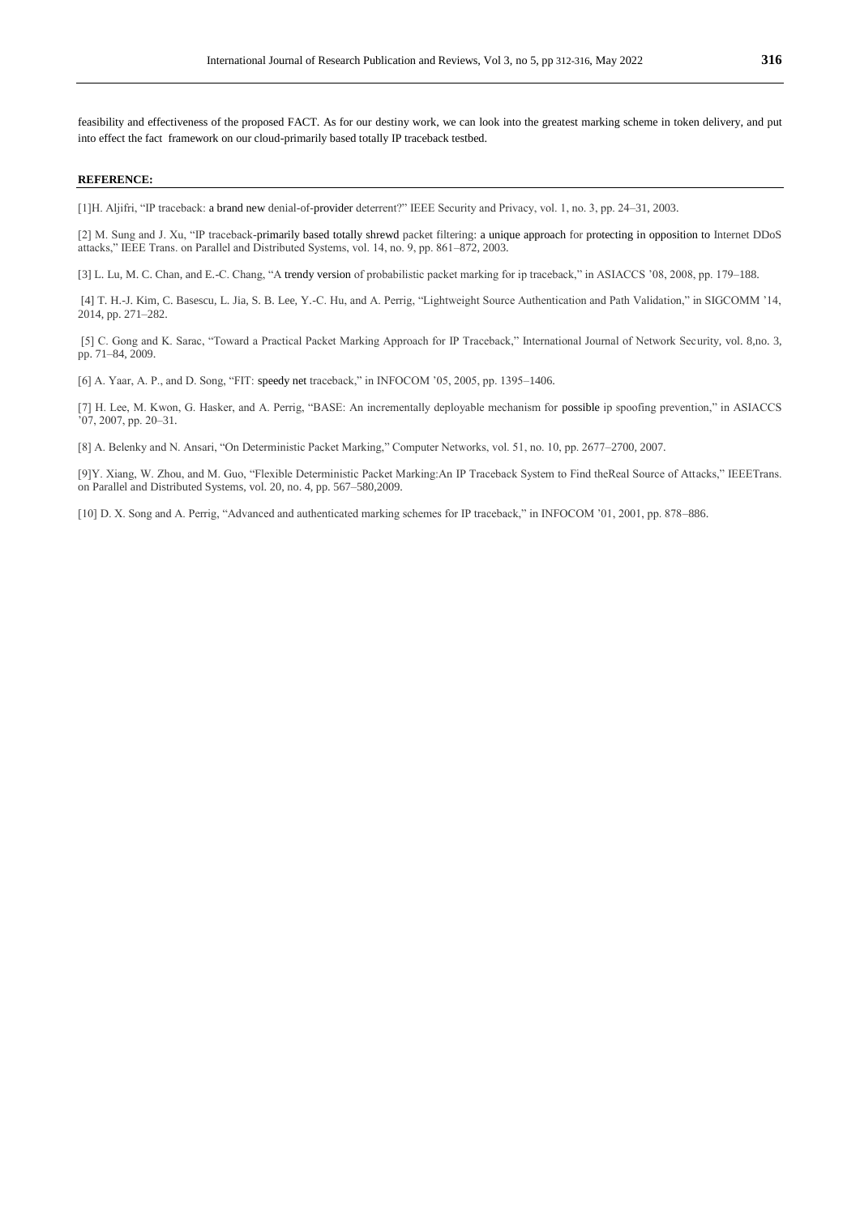feasibility and effectiveness of the proposed FACT. As for our destiny work, we can look into the greatest marking scheme in token delivery, and put into effect the fact framework on our cloud-primarily based totally IP traceback testbed.

## REFERENCE:

[1]H. Aljifri, "IP traceback: a brand new denial-of-provider deterrent?" IEEE Security and Privacy, vol. 1, no. 3, pp. 24–31, 2003.

[2] M. Sung and J. Xu, "IP traceback-primarily based totally shrewd packet filtering: a unique approach for protecting in opposition to Internet DDoS attacks," IEEE Trans. on Parallel and Distributed Systems, vol. 14, no. 9, pp. 861–872, 2003.

[3] L. Lu, M. C. Chan, and E.-C. Chang, "A trendy version of probabilistic packet marking for ip traceback," in ASIACCS '08, 2008, pp. 179–188.

[4] T. H.-J. Kim, C. Basescu, L. Jia, S. B. Lee, Y.-C. Hu, and A. Perrig, "Lightweight Source Authentication and Path Validation," in SIGCOMM '14, 2014, pp. 271–282.

[5] C. Gong and K. Sarac, "Toward a Practical Packet Marking Approach for IP Traceback," International Journal of Network Security, vol. 8,no. 3, pp. 71–84, 2009.

[6] A. Yaar, A. P., and D. Song, "FIT: speedy net traceback," in INFOCOM '05, 2005, pp. 1395–1406.

[7] H. Lee, M. Kwon, G. Hasker, and A. Perrig, "BASE: An incrementally deployable mechanism for possible ip spoofing prevention," in ASIACCS '07, 2007, pp. 20–31.

[8] A. Belenky and N. Ansari, "On Deterministic Packet Marking," Computer Networks, vol. 51, no. 10, pp. 2677–2700, 2007.

[9]Y. Xiang, W. Zhou, and M. Guo, "Flexible Deterministic Packet Marking:An IP Traceback System to Find theReal Source of Attacks," IEEETrans. on Parallel and Distributed Systems, vol. 20, no. 4, pp. 567–580,2009.

[10] D. X. Song and A. Perrig, "Advanced and authenticated marking schemes for IP traceback," in INFOCOM '01, 2001, pp. 878–886.